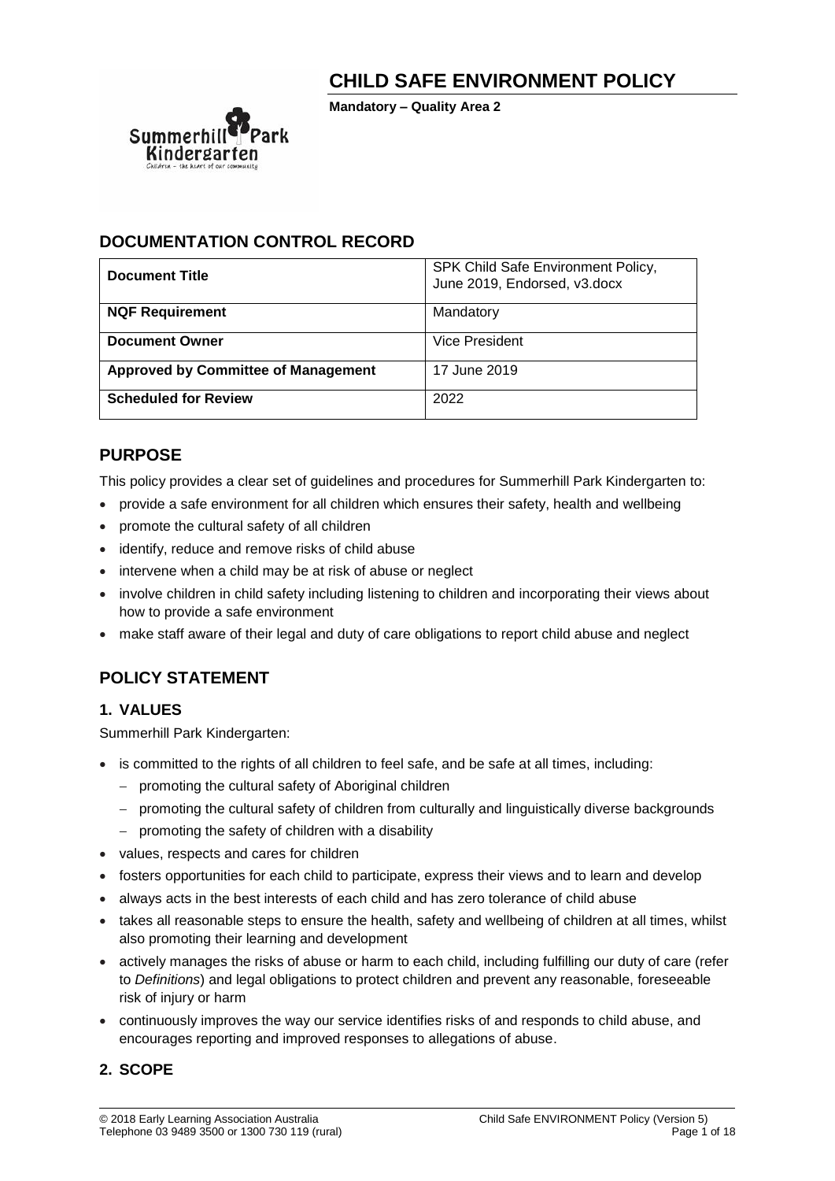# CHILD SAFE ENVIRONMENT POLICY

**Mandatory – Quality Area 2**

## DOCUMENTATION CONTROL RECORD

| **Document Title** | SPK Child Safe Environment Policy, June 2019, Endorsed, v3.docx |
|---|---|
| **NQF Requirement** | Mandatory |
| **Document Owner** | Vice President |
| **Approved by Committee of Management** | 17 June 2019 |
| **Scheduled for Review** | 2022 |

## PURPOSE

This policy provides a clear set of guidelines and procedures for Summerhill Park Kindergarten to:

- provide a safe environment for all children which ensures their safety, health and wellbeing
- promote the cultural safety of all children
- identify, reduce and remove risks of child abuse
- intervene when a child may be at risk of abuse or neglect
- involve children in child safety including listening to children and incorporating their views about how to provide a safe environment
- make staff aware of their legal and duty of care obligations to report child abuse and neglect

## POLICY STATEMENT

### 1. VALUES

Summerhill Park Kindergarten:

- is committed to the rights of all children to feel safe, and be safe at all times, including:
  - promoting the cultural safety of Aboriginal children
  - promoting the cultural safety of children from culturally and linguistically diverse backgrounds
  - promoting the safety of children with a disability
- values, respects and cares for children
- fosters opportunities for each child to participate, express their views and to learn and develop
- always acts in the best interests of each child and has zero tolerance of child abuse
- takes all reasonable steps to ensure the health, safety and wellbeing of children at all times, whilst also promoting their learning and development
- actively manages the risks of abuse or harm to each child, including fulfilling our duty of care (refer to *Definitions*) and legal obligations to protect children and prevent any reasonable, foreseeable risk of injury or harm
- continuously improves the way our service identifies risks of and responds to child abuse, and encourages reporting and improved responses to allegations of abuse.

### 2. SCOPE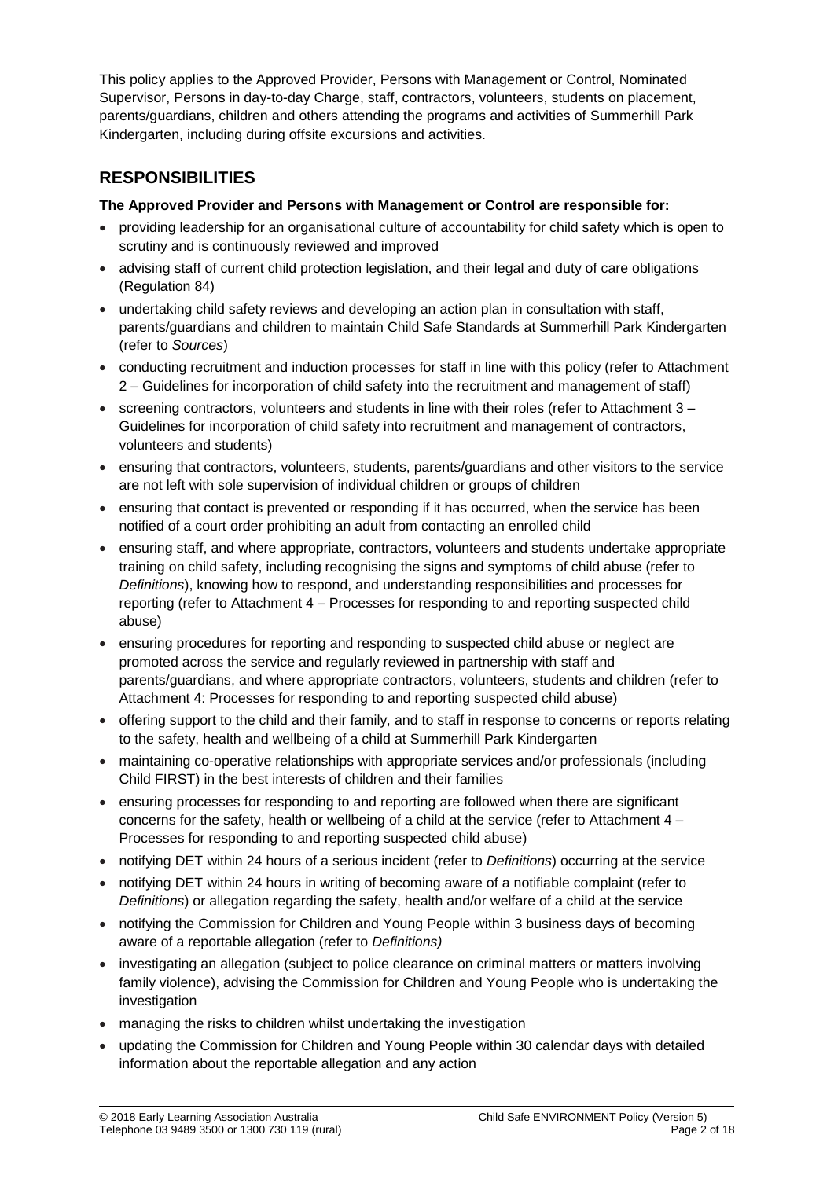This policy applies to the Approved Provider, Persons with Management or Control, Nominated Supervisor, Persons in day-to-day Charge, staff, contractors, volunteers, students on placement, parents/guardians, children and others attending the programs and activities of Summerhill Park Kindergarten, including during offsite excursions and activities.

## RESPONSIBILITIES

**The Approved Provider and Persons with Management or Control are responsible for:**

- providing leadership for an organisational culture of accountability for child safety which is open to scrutiny and is continuously reviewed and improved
- advising staff of current child protection legislation, and their legal and duty of care obligations (Regulation 84)
- undertaking child safety reviews and developing an action plan in consultation with staff, parents/guardians and children to maintain Child Safe Standards at Summerhill Park Kindergarten (refer to *Sources*)
- conducting recruitment and induction processes for staff in line with this policy (refer to Attachment 2 – Guidelines for incorporation of child safety into the recruitment and management of staff)
- screening contractors, volunteers and students in line with their roles (refer to Attachment 3 – Guidelines for incorporation of child safety into recruitment and management of contractors, volunteers and students)
- ensuring that contractors, volunteers, students, parents/guardians and other visitors to the service are not left with sole supervision of individual children or groups of children
- ensuring that contact is prevented or responding if it has occurred, when the service has been notified of a court order prohibiting an adult from contacting an enrolled child
- ensuring staff, and where appropriate, contractors, volunteers and students undertake appropriate training on child safety, including recognising the signs and symptoms of child abuse (refer to *Definitions*), knowing how to respond, and understanding responsibilities and processes for reporting (refer to Attachment 4 – Processes for responding to and reporting suspected child abuse)
- ensuring procedures for reporting and responding to suspected child abuse or neglect are promoted across the service and regularly reviewed in partnership with staff and parents/guardians, and where appropriate contractors, volunteers, students and children (refer to Attachment 4: Processes for responding to and reporting suspected child abuse)
- offering support to the child and their family, and to staff in response to concerns or reports relating to the safety, health and wellbeing of a child at Summerhill Park Kindergarten
- maintaining co-operative relationships with appropriate services and/or professionals (including Child FIRST) in the best interests of children and their families
- ensuring processes for responding to and reporting are followed when there are significant concerns for the safety, health or wellbeing of a child at the service (refer to Attachment 4 – Processes for responding to and reporting suspected child abuse)
- notifying DET within 24 hours of a serious incident (refer to *Definitions*) occurring at the service
- notifying DET within 24 hours in writing of becoming aware of a notifiable complaint (refer to *Definitions*) or allegation regarding the safety, health and/or welfare of a child at the service
- notifying the Commission for Children and Young People within 3 business days of becoming aware of a reportable allegation (refer to *Definitions)*
- investigating an allegation (subject to police clearance on criminal matters or matters involving family violence), advising the Commission for Children and Young People who is undertaking the investigation
- managing the risks to children whilst undertaking the investigation
- updating the Commission for Children and Young People within 30 calendar days with detailed information about the reportable allegation and any action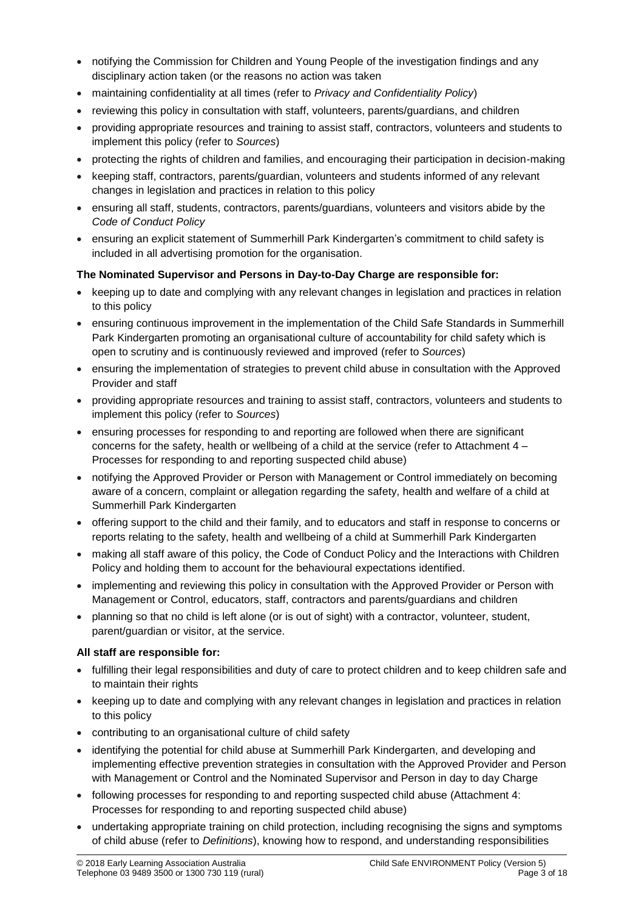- notifying the Commission for Children and Young People of the investigation findings and any disciplinary action taken (or the reasons no action was taken
- maintaining confidentiality at all times (refer to *Privacy and Confidentiality Policy*)
- reviewing this policy in consultation with staff, volunteers, parents/guardians, and children
- providing appropriate resources and training to assist staff, contractors, volunteers and students to implement this policy (refer to *Sources*)
- protecting the rights of children and families, and encouraging their participation in decision-making
- keeping staff, contractors, parents/guardian, volunteers and students informed of any relevant changes in legislation and practices in relation to this policy
- ensuring all staff, students, contractors, parents/guardians, volunteers and visitors abide by the *Code of Conduct Policy*
- ensuring an explicit statement of Summerhill Park Kindergarten's commitment to child safety is included in all advertising promotion for the organisation.

**The Nominated Supervisor and Persons in Day-to-Day Charge are responsible for:**

- keeping up to date and complying with any relevant changes in legislation and practices in relation to this policy
- ensuring continuous improvement in the implementation of the Child Safe Standards in Summerhill Park Kindergarten promoting an organisational culture of accountability for child safety which is open to scrutiny and is continuously reviewed and improved (refer to *Sources*)
- ensuring the implementation of strategies to prevent child abuse in consultation with the Approved Provider and staff
- providing appropriate resources and training to assist staff, contractors, volunteers and students to implement this policy (refer to *Sources*)
- ensuring processes for responding to and reporting are followed when there are significant concerns for the safety, health or wellbeing of a child at the service (refer to Attachment 4 – Processes for responding to and reporting suspected child abuse)
- notifying the Approved Provider or Person with Management or Control immediately on becoming aware of a concern, complaint or allegation regarding the safety, health and welfare of a child at Summerhill Park Kindergarten
- offering support to the child and their family, and to educators and staff in response to concerns or reports relating to the safety, health and wellbeing of a child at Summerhill Park Kindergarten
- making all staff aware of this policy, the Code of Conduct Policy and the Interactions with Children Policy and holding them to account for the behavioural expectations identified.
- implementing and reviewing this policy in consultation with the Approved Provider or Person with Management or Control, educators, staff, contractors and parents/guardians and children
- planning so that no child is left alone (or is out of sight) with a contractor, volunteer, student, parent/guardian or visitor, at the service.

**All staff are responsible for:**

- fulfilling their legal responsibilities and duty of care to protect children and to keep children safe and to maintain their rights
- keeping up to date and complying with any relevant changes in legislation and practices in relation to this policy
- contributing to an organisational culture of child safety
- identifying the potential for child abuse at Summerhill Park Kindergarten, and developing and implementing effective prevention strategies in consultation with the Approved Provider and Person with Management or Control and the Nominated Supervisor and Person in day to day Charge
- following processes for responding to and reporting suspected child abuse (Attachment 4: Processes for responding to and reporting suspected child abuse)
- undertaking appropriate training on child protection, including recognising the signs and symptoms of child abuse (refer to *Definitions*), knowing how to respond, and understanding responsibilities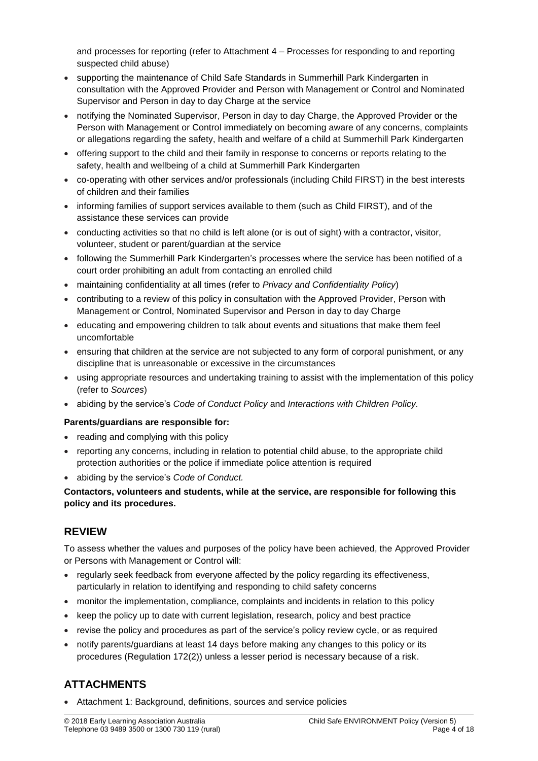and processes for reporting (refer to Attachment 4 – Processes for responding to and reporting suspected child abuse)

- supporting the maintenance of Child Safe Standards in Summerhill Park Kindergarten in consultation with the Approved Provider and Person with Management or Control and Nominated Supervisor and Person in day to day Charge at the service
- notifying the Nominated Supervisor, Person in day to day Charge, the Approved Provider or the Person with Management or Control immediately on becoming aware of any concerns, complaints or allegations regarding the safety, health and welfare of a child at Summerhill Park Kindergarten
- offering support to the child and their family in response to concerns or reports relating to the safety, health and wellbeing of a child at Summerhill Park Kindergarten
- co-operating with other services and/or professionals (including Child FIRST) in the best interests of children and their families
- informing families of support services available to them (such as Child FIRST), and of the assistance these services can provide
- conducting activities so that no child is left alone (or is out of sight) with a contractor, visitor, volunteer, student or parent/guardian at the service
- following the Summerhill Park Kindergarten's processes where the service has been notified of a court order prohibiting an adult from contacting an enrolled child
- maintaining confidentiality at all times (refer to *Privacy and Confidentiality Policy*)
- contributing to a review of this policy in consultation with the Approved Provider, Person with Management or Control, Nominated Supervisor and Person in day to day Charge
- educating and empowering children to talk about events and situations that make them feel uncomfortable
- ensuring that children at the service are not subjected to any form of corporal punishment, or any discipline that is unreasonable or excessive in the circumstances
- using appropriate resources and undertaking training to assist with the implementation of this policy (refer to *Sources*)
- abiding by the service's *Code of Conduct Policy* and *Interactions with Children Policy*.

**Parents/guardians are responsible for:**

- reading and complying with this policy
- reporting any concerns, including in relation to potential child abuse, to the appropriate child protection authorities or the police if immediate police attention is required
- abiding by the service's *Code of Conduct.*

**Contactors, volunteers and students, while at the service, are responsible for following this policy and its procedures.**

## REVIEW

To assess whether the values and purposes of the policy have been achieved, the Approved Provider or Persons with Management or Control will:

- regularly seek feedback from everyone affected by the policy regarding its effectiveness, particularly in relation to identifying and responding to child safety concerns
- monitor the implementation, compliance, complaints and incidents in relation to this policy
- keep the policy up to date with current legislation, research, policy and best practice
- revise the policy and procedures as part of the service's policy review cycle, or as required
- notify parents/guardians at least 14 days before making any changes to this policy or its procedures (Regulation 172(2)) unless a lesser period is necessary because of a risk.

## ATTACHMENTS

- Attachment 1: Background, definitions, sources and service policies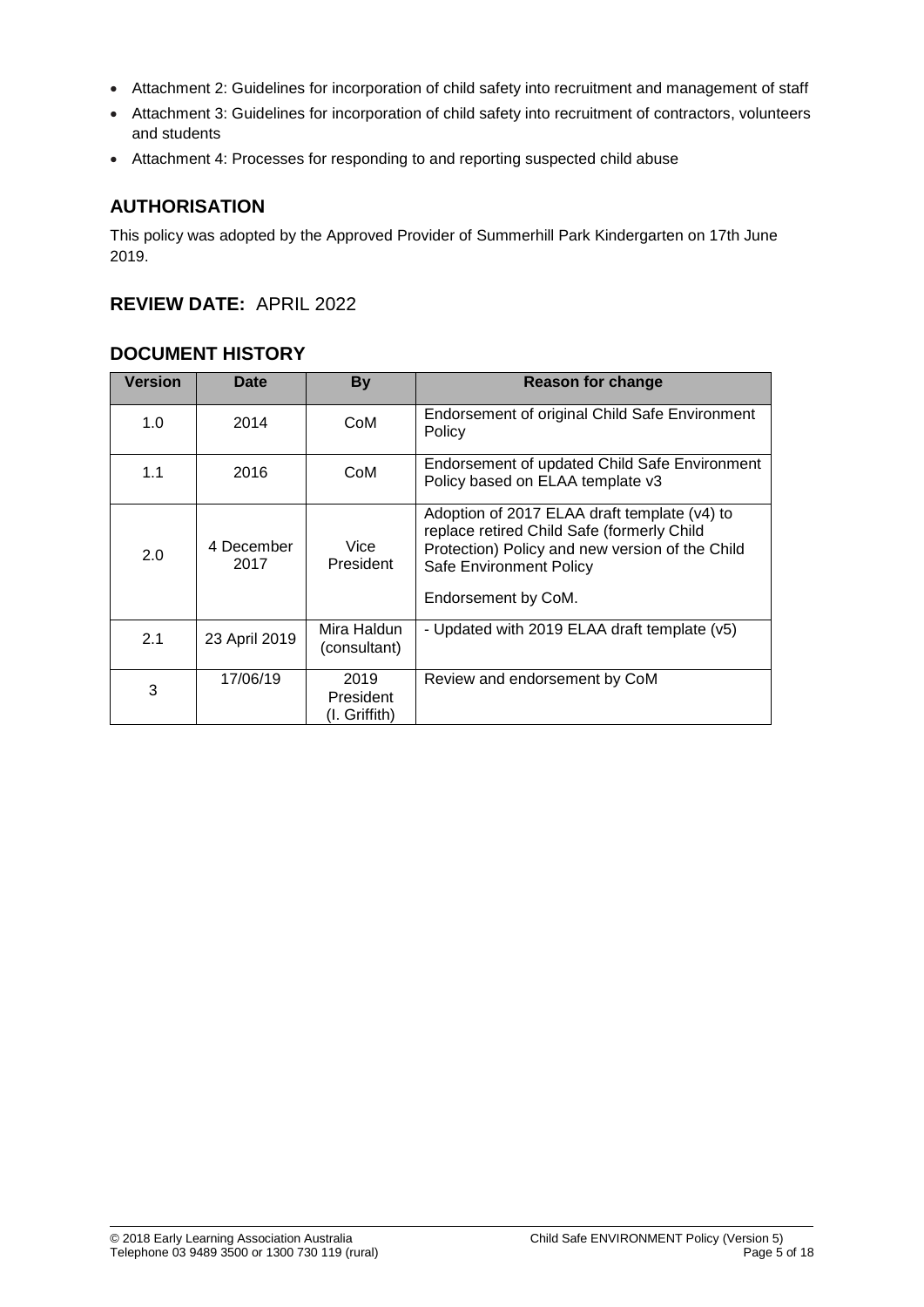- Attachment 2: Guidelines for incorporation of child safety into recruitment and management of staff
- Attachment 3: Guidelines for incorporation of child safety into recruitment of contractors, volunteers and students
- Attachment 4: Processes for responding to and reporting suspected child abuse

## AUTHORISATION

This policy was adopted by the Approved Provider of Summerhill Park Kindergarten on 17th June 2019.

## REVIEW DATE: APRIL 2022

## DOCUMENT HISTORY

| Version | Date | By | Reason for change |
| --- | --- | --- | --- |
| 1.0 | 2014 | CoM | Endorsement of original Child Safe Environment Policy |
| 1.1 | 2016 | CoM | Endorsement of updated Child Safe Environment Policy based on ELAA template v3 |
| 2.0 | 4 December 2017 | Vice President | Adoption of 2017 ELAA draft template (v4) to replace retired Child Safe (formerly Child Protection) Policy and new version of the Child Safe Environment Policy<br><br>Endorsement by CoM. |
| 2.1 | 23 April 2019 | Mira Haldun (consultant) | - Updated with 2019 ELAA draft template (v5) |
| 3 | 17/06/19 | 2019 President (I. Griffith) | Review and endorsement by CoM |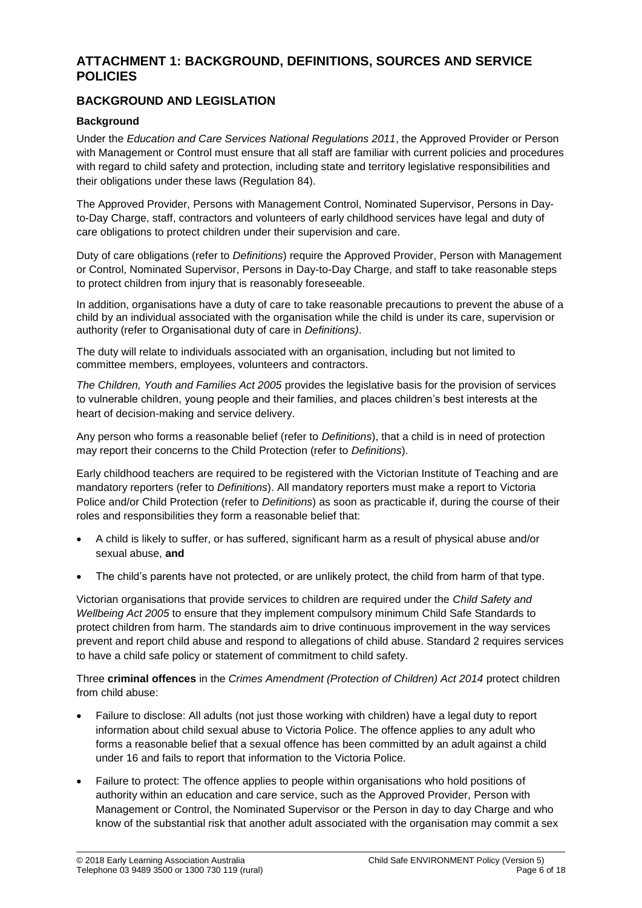# ATTACHMENT 1: BACKGROUND, DEFINITIONS, SOURCES AND SERVICE POLICIES

## BACKGROUND AND LEGISLATION

### Background

Under the *Education and Care Services National Regulations 2011*, the Approved Provider or Person with Management or Control must ensure that all staff are familiar with current policies and procedures with regard to child safety and protection, including state and territory legislative responsibilities and their obligations under these laws (Regulation 84).

The Approved Provider, Persons with Management Control, Nominated Supervisor, Persons in Day-to-Day Charge, staff, contractors and volunteers of early childhood services have legal and duty of care obligations to protect children under their supervision and care.

Duty of care obligations (refer to *Definitions*) require the Approved Provider, Person with Management or Control, Nominated Supervisor, Persons in Day-to-Day Charge, and staff to take reasonable steps to protect children from injury that is reasonably foreseeable.

In addition, organisations have a duty of care to take reasonable precautions to prevent the abuse of a child by an individual associated with the organisation while the child is under its care, supervision or authority (refer to Organisational duty of care in *Definitions)*.

The duty will relate to individuals associated with an organisation, including but not limited to committee members, employees, volunteers and contractors.

*The Children, Youth and Families Act 2005* provides the legislative basis for the provision of services to vulnerable children, young people and their families, and places children's best interests at the heart of decision-making and service delivery.

Any person who forms a reasonable belief (refer to *Definitions*), that a child is in need of protection may report their concerns to the Child Protection (refer to *Definitions*).

Early childhood teachers are required to be registered with the Victorian Institute of Teaching and are mandatory reporters (refer to *Definitions*). All mandatory reporters must make a report to Victoria Police and/or Child Protection (refer to *Definitions*) as soon as practicable if, during the course of their roles and responsibilities they form a reasonable belief that:

- A child is likely to suffer, or has suffered, significant harm as a result of physical abuse and/or sexual abuse, **and**
- The child's parents have not protected, or are unlikely protect, the child from harm of that type.

Victorian organisations that provide services to children are required under the *Child Safety and Wellbeing Act 2005* to ensure that they implement compulsory minimum Child Safe Standards to protect children from harm. The standards aim to drive continuous improvement in the way services prevent and report child abuse and respond to allegations of child abuse. Standard 2 requires services to have a child safe policy or statement of commitment to child safety.

Three **criminal offences** in the *Crimes Amendment (Protection of Children) Act 2014* protect children from child abuse:

- Failure to disclose: All adults (not just those working with children) have a legal duty to report information about child sexual abuse to Victoria Police. The offence applies to any adult who forms a reasonable belief that a sexual offence has been committed by an adult against a child under 16 and fails to report that information to the Victoria Police.
- Failure to protect: The offence applies to people within organisations who hold positions of authority within an education and care service, such as the Approved Provider, Person with Management or Control, the Nominated Supervisor or the Person in day to day Charge and who know of the substantial risk that another adult associated with the organisation may commit a sex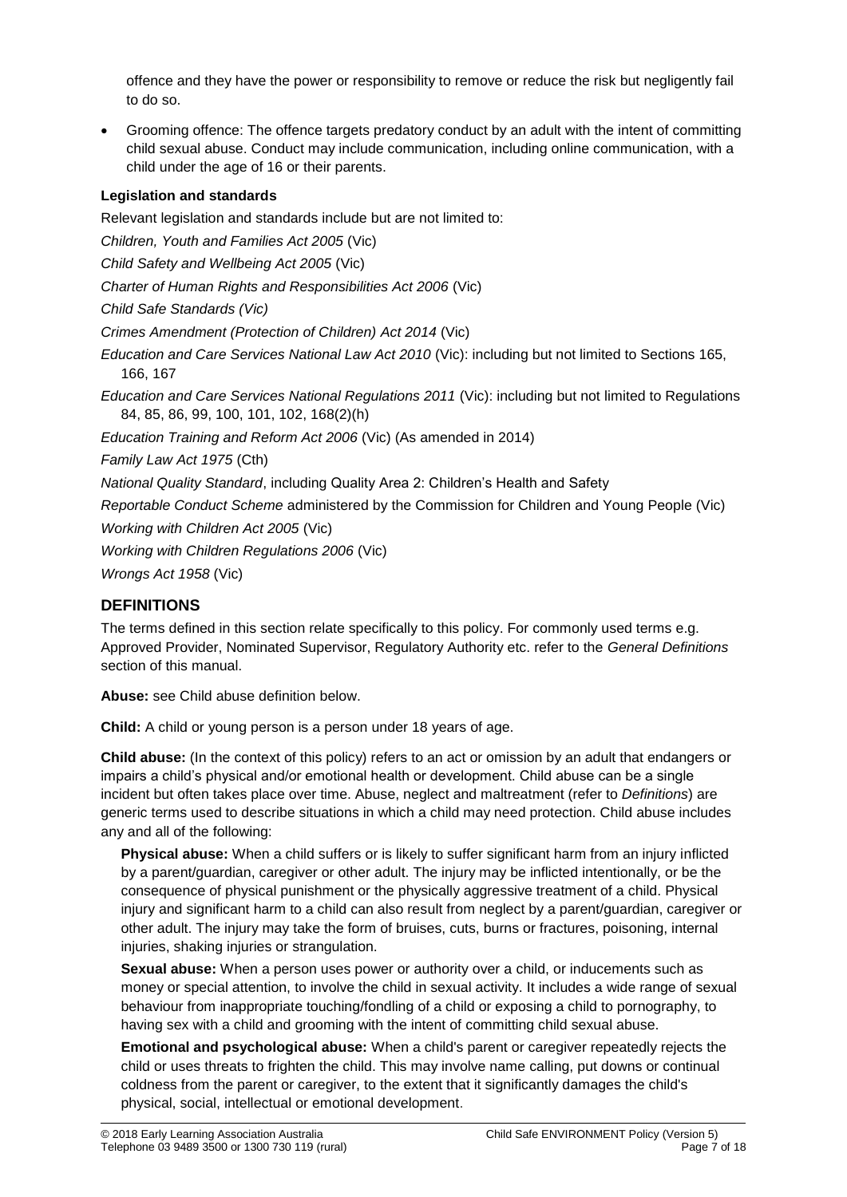offence and they have the power or responsibility to remove or reduce the risk but negligently fail to do so.

- Grooming offence: The offence targets predatory conduct by an adult with the intent of committing child sexual abuse. Conduct may include communication, including online communication, with a child under the age of 16 or their parents.

**Legislation and standards**

Relevant legislation and standards include but are not limited to:

*Children, Youth and Families Act 2005* (Vic)

*Child Safety and Wellbeing Act 2005* (Vic)

*Charter of Human Rights and Responsibilities Act 2006* (Vic)

*Child Safe Standards (Vic)*

*Crimes Amendment (Protection of Children) Act 2014* (Vic)

*Education and Care Services National Law Act 2010* (Vic): including but not limited to Sections 165, 166, 167

*Education and Care Services National Regulations 2011* (Vic): including but not limited to Regulations 84, 85, 86, 99, 100, 101, 102, 168(2)(h)

*Education Training and Reform Act 2006* (Vic) (As amended in 2014)

*Family Law Act 1975* (Cth)

*National Quality Standard*, including Quality Area 2: Children's Health and Safety

*Reportable Conduct Scheme* administered by the Commission for Children and Young People (Vic)

*Working with Children Act 2005* (Vic)

*Working with Children Regulations 2006* (Vic)

*Wrongs Act 1958* (Vic)

## DEFINITIONS

The terms defined in this section relate specifically to this policy. For commonly used terms e.g. Approved Provider, Nominated Supervisor, Regulatory Authority etc. refer to the *General Definitions* section of this manual.

**Abuse:** see Child abuse definition below.

**Child:** A child or young person is a person under 18 years of age.

**Child abuse:** (In the context of this policy) refers to an act or omission by an adult that endangers or impairs a child's physical and/or emotional health or development. Child abuse can be a single incident but often takes place over time. Abuse, neglect and maltreatment (refer to *Definitions*) are generic terms used to describe situations in which a child may need protection. Child abuse includes any and all of the following:

**Physical abuse:** When a child suffers or is likely to suffer significant harm from an injury inflicted by a parent/guardian, caregiver or other adult. The injury may be inflicted intentionally, or be the consequence of physical punishment or the physically aggressive treatment of a child. Physical injury and significant harm to a child can also result from neglect by a parent/guardian, caregiver or other adult. The injury may take the form of bruises, cuts, burns or fractures, poisoning, internal injuries, shaking injuries or strangulation.

**Sexual abuse:** When a person uses power or authority over a child, or inducements such as money or special attention, to involve the child in sexual activity. It includes a wide range of sexual behaviour from inappropriate touching/fondling of a child or exposing a child to pornography, to having sex with a child and grooming with the intent of committing child sexual abuse.

**Emotional and psychological abuse:** When a child's parent or caregiver repeatedly rejects the child or uses threats to frighten the child. This may involve name calling, put downs or continual coldness from the parent or caregiver, to the extent that it significantly damages the child's physical, social, intellectual or emotional development.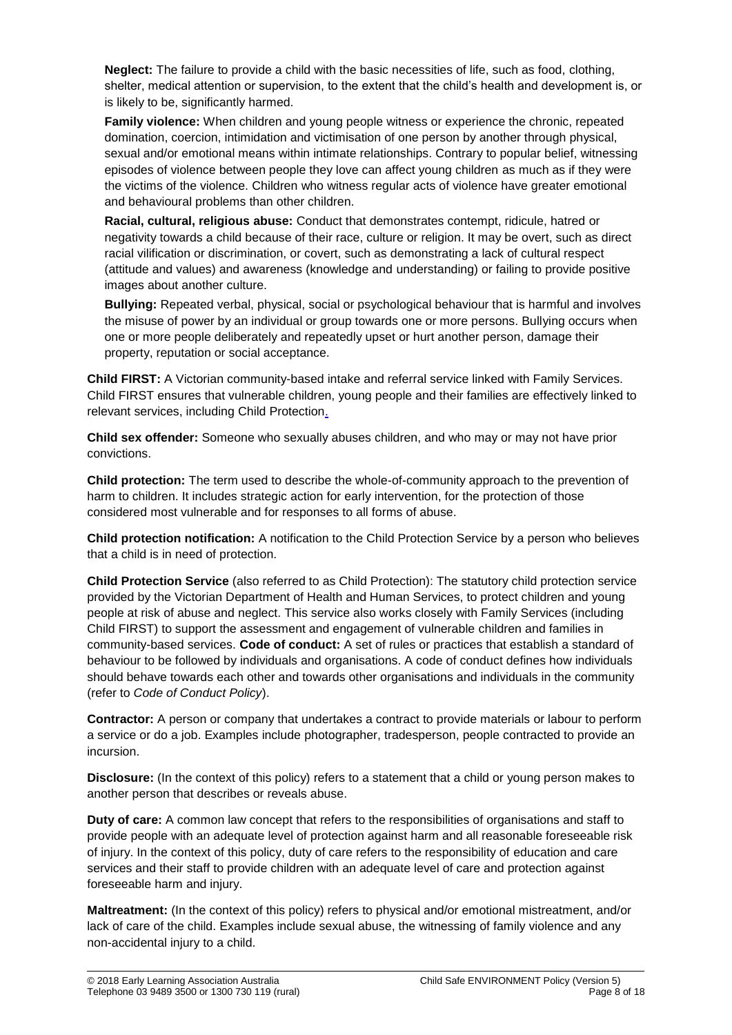**Neglect:** The failure to provide a child with the basic necessities of life, such as food, clothing, shelter, medical attention or supervision, to the extent that the child's health and development is, or is likely to be, significantly harmed.

**Family violence:** When children and young people witness or experience the chronic, repeated domination, coercion, intimidation and victimisation of one person by another through physical, sexual and/or emotional means within intimate relationships. Contrary to popular belief, witnessing episodes of violence between people they love can affect young children as much as if they were the victims of the violence. Children who witness regular acts of violence have greater emotional and behavioural problems than other children.

**Racial, cultural, religious abuse:** Conduct that demonstrates contempt, ridicule, hatred or negativity towards a child because of their race, culture or religion. It may be overt, such as direct racial vilification or discrimination, or covert, such as demonstrating a lack of cultural respect (attitude and values) and awareness (knowledge and understanding) or failing to provide positive images about another culture.

**Bullying:** Repeated verbal, physical, social or psychological behaviour that is harmful and involves the misuse of power by an individual or group towards one or more persons. Bullying occurs when one or more people deliberately and repeatedly upset or hurt another person, damage their property, reputation or social acceptance.

**Child FIRST:** A Victorian community-based intake and referral service linked with Family Services. Child FIRST ensures that vulnerable children, young people and their families are effectively linked to relevant services, including Child Protection.

**Child sex offender:** Someone who sexually abuses children, and who may or may not have prior convictions.

**Child protection:** The term used to describe the whole-of-community approach to the prevention of harm to children. It includes strategic action for early intervention, for the protection of those considered most vulnerable and for responses to all forms of abuse.

**Child protection notification:** A notification to the Child Protection Service by a person who believes that a child is in need of protection.

**Child Protection Service** (also referred to as Child Protection): The statutory child protection service provided by the Victorian Department of Health and Human Services, to protect children and young people at risk of abuse and neglect. This service also works closely with Family Services (including Child FIRST) to support the assessment and engagement of vulnerable children and families in community-based services. **Code of conduct:** A set of rules or practices that establish a standard of behaviour to be followed by individuals and organisations. A code of conduct defines how individuals should behave towards each other and towards other organisations and individuals in the community (refer to *Code of Conduct Policy*).

**Contractor:** A person or company that undertakes a contract to provide materials or labour to perform a service or do a job. Examples include photographer, tradesperson, people contracted to provide an incursion.

**Disclosure:** (In the context of this policy) refers to a statement that a child or young person makes to another person that describes or reveals abuse.

**Duty of care:** A common law concept that refers to the responsibilities of organisations and staff to provide people with an adequate level of protection against harm and all reasonable foreseeable risk of injury. In the context of this policy, duty of care refers to the responsibility of education and care services and their staff to provide children with an adequate level of care and protection against foreseeable harm and injury.

**Maltreatment:** (In the context of this policy) refers to physical and/or emotional mistreatment, and/or lack of care of the child. Examples include sexual abuse, the witnessing of family violence and any non-accidental injury to a child.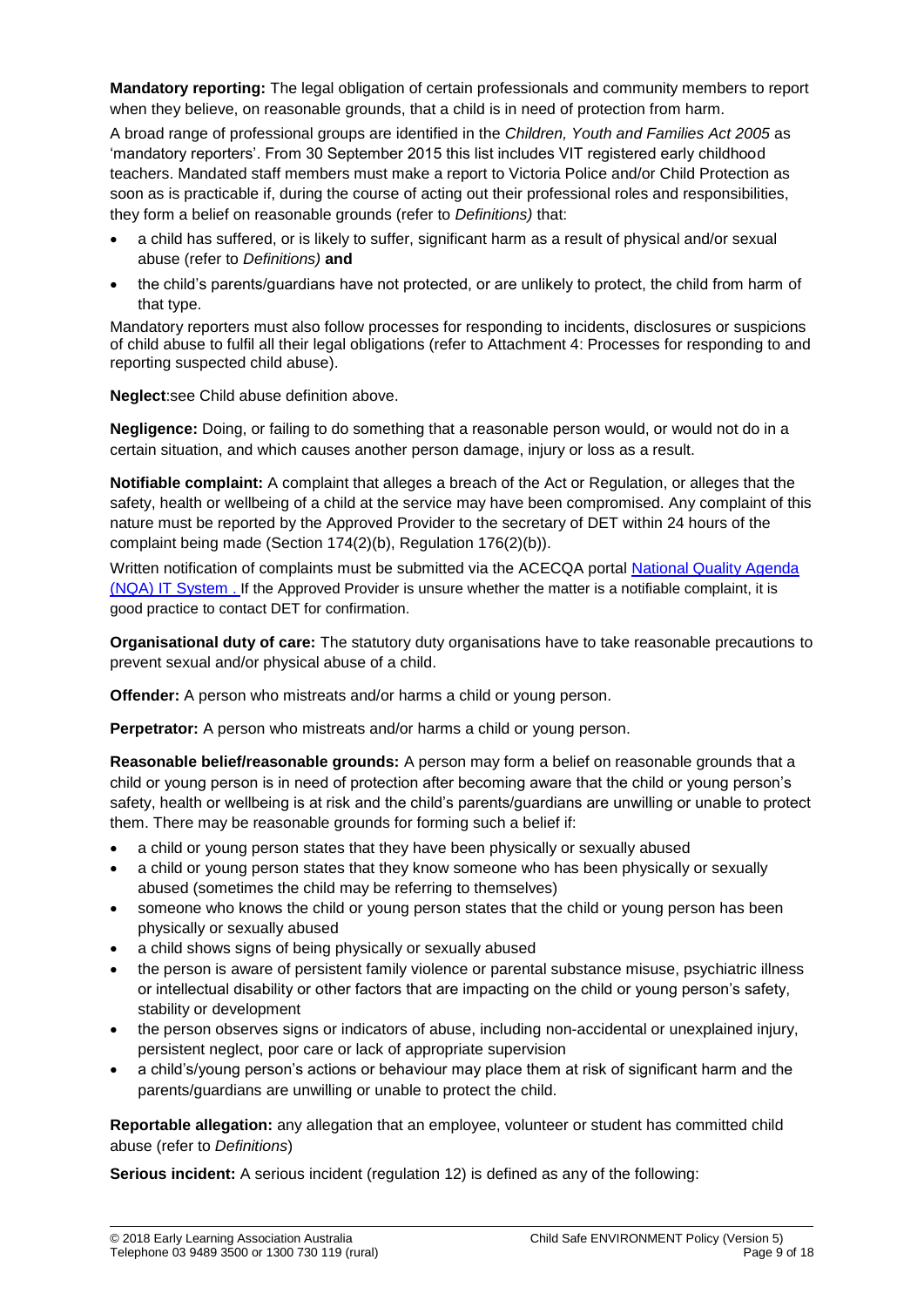**Mandatory reporting:** The legal obligation of certain professionals and community members to report when they believe, on reasonable grounds, that a child is in need of protection from harm.

A broad range of professional groups are identified in the *Children, Youth and Families Act 2005* as 'mandatory reporters'. From 30 September 2015 this list includes VIT registered early childhood teachers. Mandated staff members must make a report to Victoria Police and/or Child Protection as soon as is practicable if, during the course of acting out their professional roles and responsibilities, they form a belief on reasonable grounds (refer to *Definitions)* that:

- a child has suffered, or is likely to suffer, significant harm as a result of physical and/or sexual abuse (refer to *Definitions)* **and**
- the child's parents/guardians have not protected, or are unlikely to protect, the child from harm of that type.

Mandatory reporters must also follow processes for responding to incidents, disclosures or suspicions of child abuse to fulfil all their legal obligations (refer to Attachment 4: Processes for responding to and reporting suspected child abuse).

**Neglect**:see Child abuse definition above.

**Negligence:** Doing, or failing to do something that a reasonable person would, or would not do in a certain situation, and which causes another person damage, injury or loss as a result.

**Notifiable complaint:** A complaint that alleges a breach of the Act or Regulation, or alleges that the safety, health or wellbeing of a child at the service may have been compromised. Any complaint of this nature must be reported by the Approved Provider to the secretary of DET within 24 hours of the complaint being made (Section 174(2)(b), Regulation 176(2)(b)).

Written notification of complaints must be submitted via the ACECQA portal National Quality Agenda (NQA) IT System . If the Approved Provider is unsure whether the matter is a notifiable complaint, it is good practice to contact DET for confirmation.

**Organisational duty of care:** The statutory duty organisations have to take reasonable precautions to prevent sexual and/or physical abuse of a child.

**Offender:** A person who mistreats and/or harms a child or young person.

**Perpetrator:** A person who mistreats and/or harms a child or young person.

**Reasonable belief/reasonable grounds:** A person may form a belief on reasonable grounds that a child or young person is in need of protection after becoming aware that the child or young person's safety, health or wellbeing is at risk and the child's parents/guardians are unwilling or unable to protect them. There may be reasonable grounds for forming such a belief if:

- a child or young person states that they have been physically or sexually abused
- a child or young person states that they know someone who has been physically or sexually abused (sometimes the child may be referring to themselves)
- someone who knows the child or young person states that the child or young person has been physically or sexually abused
- a child shows signs of being physically or sexually abused
- the person is aware of persistent family violence or parental substance misuse, psychiatric illness or intellectual disability or other factors that are impacting on the child or young person's safety, stability or development
- the person observes signs or indicators of abuse, including non-accidental or unexplained injury, persistent neglect, poor care or lack of appropriate supervision
- a child's/young person's actions or behaviour may place them at risk of significant harm and the parents/guardians are unwilling or unable to protect the child.

**Reportable allegation:** any allegation that an employee, volunteer or student has committed child abuse (refer to *Definitions*)

**Serious incident:** A serious incident (regulation 12) is defined as any of the following: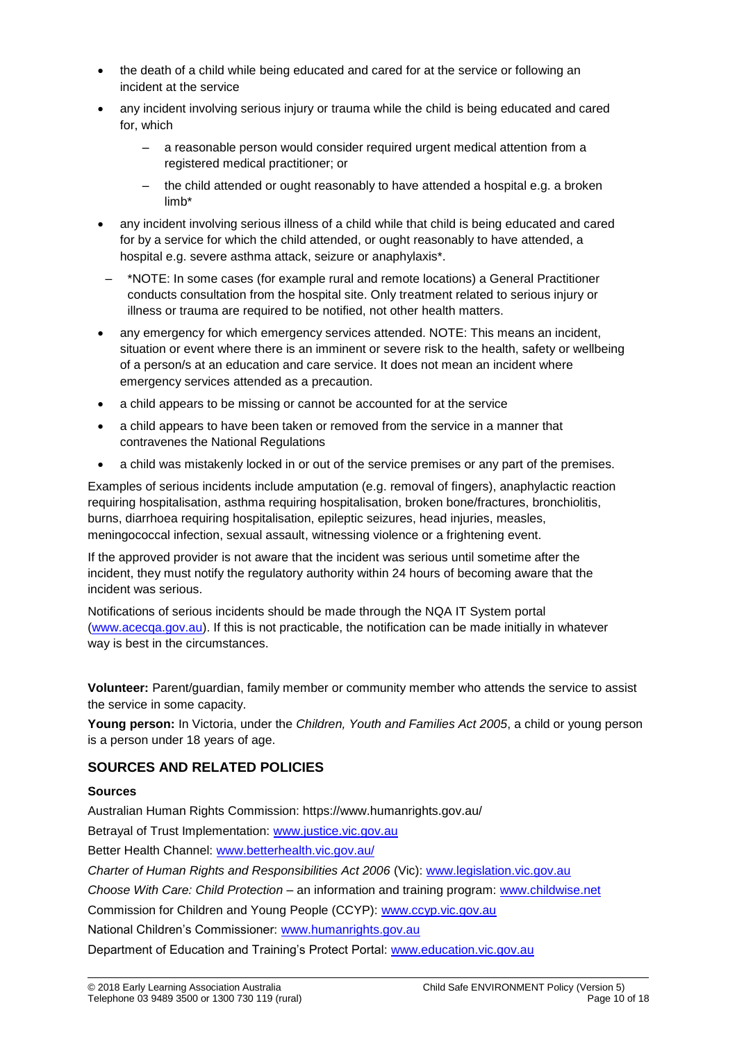- the death of a child while being educated and cared for at the service or following an incident at the service
- any incident involving serious injury or trauma while the child is being educated and cared for, which
  - a reasonable person would consider required urgent medical attention from a registered medical practitioner; or
  - the child attended or ought reasonably to have attended a hospital e.g. a broken limb*
- any incident involving serious illness of a child while that child is being educated and cared for by a service for which the child attended, or ought reasonably to have attended, a hospital e.g. severe asthma attack, seizure or anaphylaxis*.
  - *NOTE: In some cases (for example rural and remote locations) a General Practitioner conducts consultation from the hospital site. Only treatment related to serious injury or illness or trauma are required to be notified, not other health matters.
- any emergency for which emergency services attended. NOTE: This means an incident, situation or event where there is an imminent or severe risk to the health, safety or wellbeing of a person/s at an education and care service. It does not mean an incident where emergency services attended as a precaution.
- a child appears to be missing or cannot be accounted for at the service
- a child appears to have been taken or removed from the service in a manner that contravenes the National Regulations
- a child was mistakenly locked in or out of the service premises or any part of the premises.

Examples of serious incidents include amputation (e.g. removal of fingers), anaphylactic reaction requiring hospitalisation, asthma requiring hospitalisation, broken bone/fractures, bronchiolitis, burns, diarrhoea requiring hospitalisation, epileptic seizures, head injuries, measles, meningococcal infection, sexual assault, witnessing violence or a frightening event.

If the approved provider is not aware that the incident was serious until sometime after the incident, they must notify the regulatory authority within 24 hours of becoming aware that the incident was serious.

Notifications of serious incidents should be made through the NQA IT System portal (www.acecqa.gov.au). If this is not practicable, the notification can be made initially in whatever way is best in the circumstances.

**Volunteer:** Parent/guardian, family member or community member who attends the service to assist the service in some capacity.

**Young person:** In Victoria, under the *Children, Youth and Families Act 2005*, a child or young person is a person under 18 years of age.

## SOURCES AND RELATED POLICIES

### Sources

Australian Human Rights Commission: https://www.humanrights.gov.au/

Betrayal of Trust Implementation: www.justice.vic.gov.au

Better Health Channel: www.betterhealth.vic.gov.au/

*Charter of Human Rights and Responsibilities Act 2006* (Vic): www.legislation.vic.gov.au

*Choose With Care: Child Protection* – an information and training program: www.childwise.net

Commission for Children and Young People (CCYP): www.ccyp.vic.gov.au

National Children's Commissioner: www.humanrights.gov.au

Department of Education and Training's Protect Portal: www.education.vic.gov.au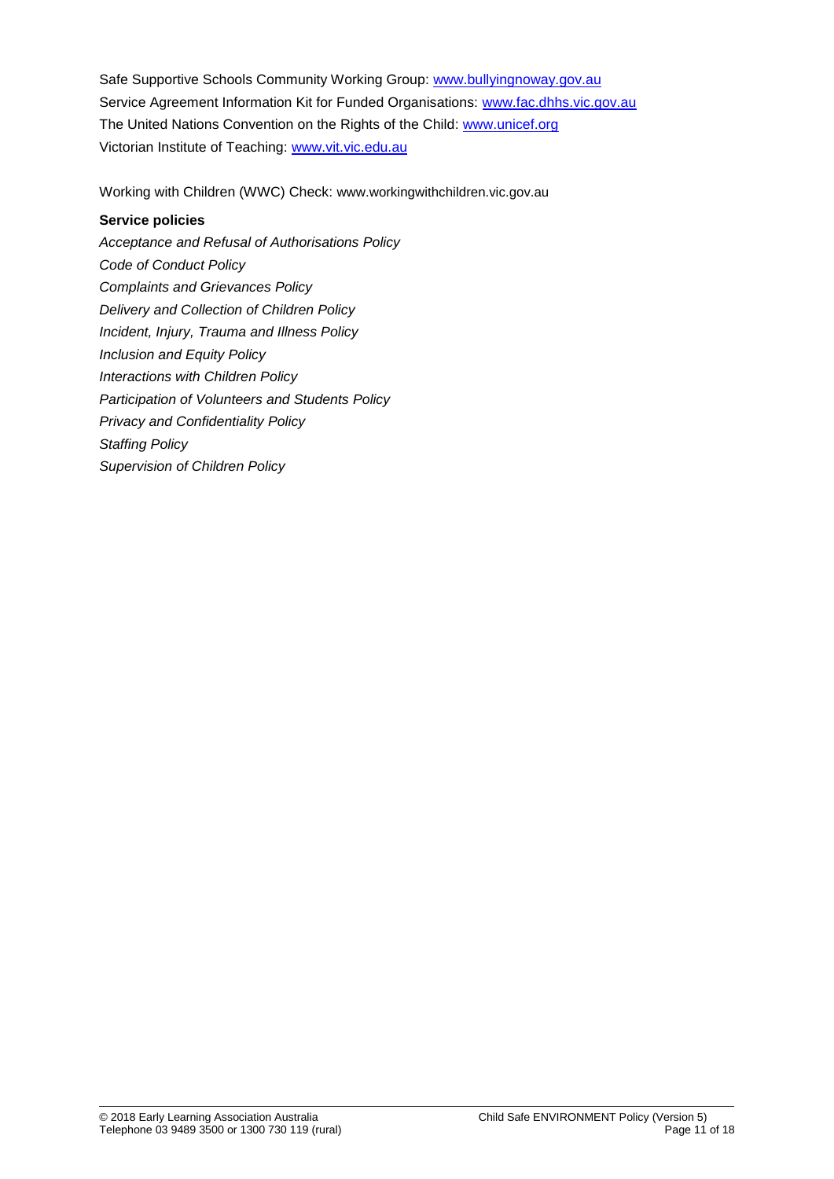Safe Supportive Schools Community Working Group: [www.bullyingnoway.gov.au](http://www.bullyingnoway.gov.au)
Service Agreement Information Kit for Funded Organisations: [www.fac.dhhs.vic.gov.au](http://www.fac.dhhs.vic.gov.au)
The United Nations Convention on the Rights of the Child: [www.unicef.org](http://www.unicef.org)
Victorian Institute of Teaching: [www.vit.vic.edu.au](http://www.vit.vic.edu.au)

Working with Children (WWC) Check: www.workingwithchildren.vic.gov.au

**Service policies**

*Acceptance and Refusal of Authorisations Policy*
*Code of Conduct Policy*
*Complaints and Grievances Policy*
*Delivery and Collection of Children Policy*
*Incident, Injury, Trauma and Illness Policy*
*Inclusion and Equity Policy*
*Interactions with Children Policy*
*Participation of Volunteers and Students Policy*
*Privacy and Confidentiality Policy*
*Staffing Policy*
*Supervision of Children Policy*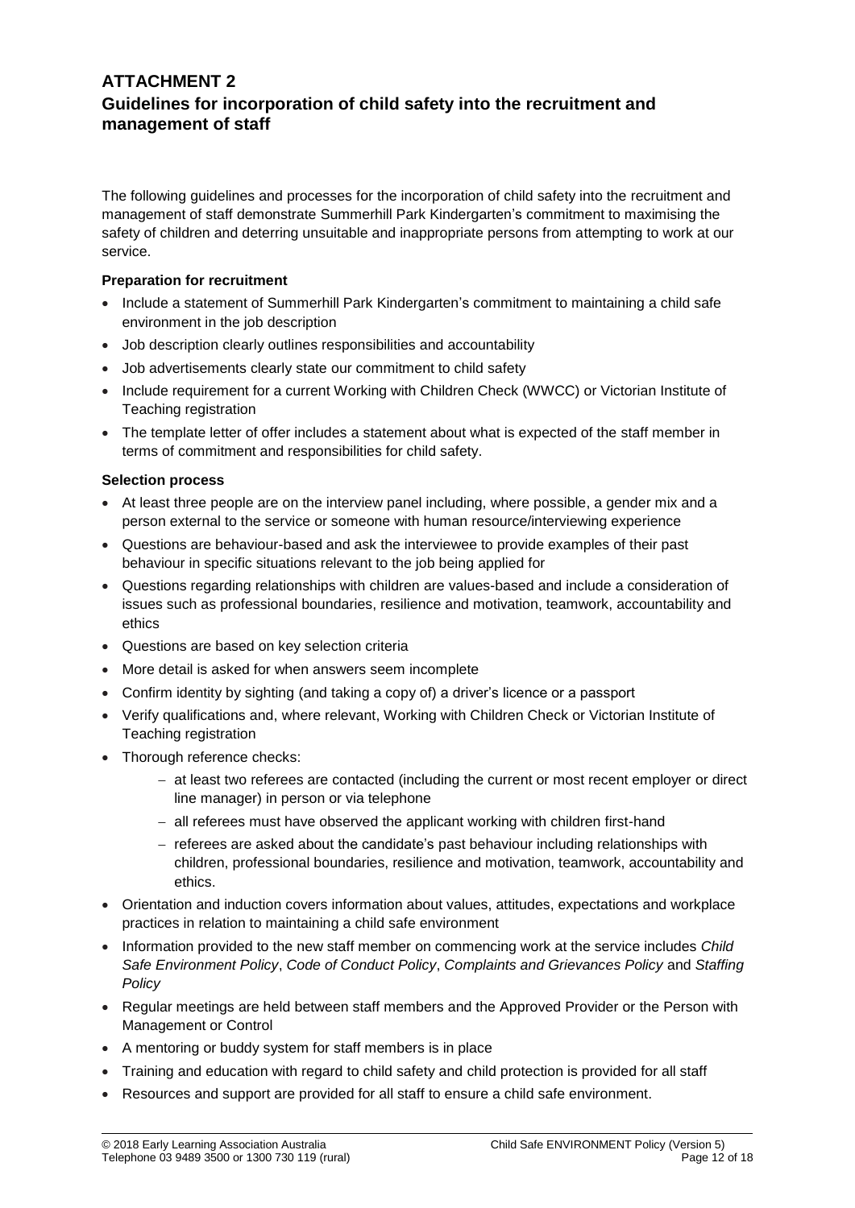# ATTACHMENT 2

## Guidelines for incorporation of child safety into the recruitment and management of staff

The following guidelines and processes for the incorporation of child safety into the recruitment and management of staff demonstrate Summerhill Park Kindergarten's commitment to maximising the safety of children and deterring unsuitable and inappropriate persons from attempting to work at our service.

**Preparation for recruitment**

- Include a statement of Summerhill Park Kindergarten's commitment to maintaining a child safe environment in the job description
- Job description clearly outlines responsibilities and accountability
- Job advertisements clearly state our commitment to child safety
- Include requirement for a current Working with Children Check (WWCC) or Victorian Institute of Teaching registration
- The template letter of offer includes a statement about what is expected of the staff member in terms of commitment and responsibilities for child safety.

**Selection process**

- At least three people are on the interview panel including, where possible, a gender mix and a person external to the service or someone with human resource/interviewing experience
- Questions are behaviour-based and ask the interviewee to provide examples of their past behaviour in specific situations relevant to the job being applied for
- Questions regarding relationships with children are values-based and include a consideration of issues such as professional boundaries, resilience and motivation, teamwork, accountability and ethics
- Questions are based on key selection criteria
- More detail is asked for when answers seem incomplete
- Confirm identity by sighting (and taking a copy of) a driver's licence or a passport
- Verify qualifications and, where relevant, Working with Children Check or Victorian Institute of Teaching registration
- Thorough reference checks:
  - at least two referees are contacted (including the current or most recent employer or direct line manager) in person or via telephone
  - all referees must have observed the applicant working with children first-hand
  - referees are asked about the candidate's past behaviour including relationships with children, professional boundaries, resilience and motivation, teamwork, accountability and ethics.
- Orientation and induction covers information about values, attitudes, expectations and workplace practices in relation to maintaining a child safe environment
- Information provided to the new staff member on commencing work at the service includes *Child Safe Environment Policy*, *Code of Conduct Policy*, *Complaints and Grievances Policy* and *Staffing Policy*
- Regular meetings are held between staff members and the Approved Provider or the Person with Management or Control
- A mentoring or buddy system for staff members is in place
- Training and education with regard to child safety and child protection is provided for all staff
- Resources and support are provided for all staff to ensure a child safe environment.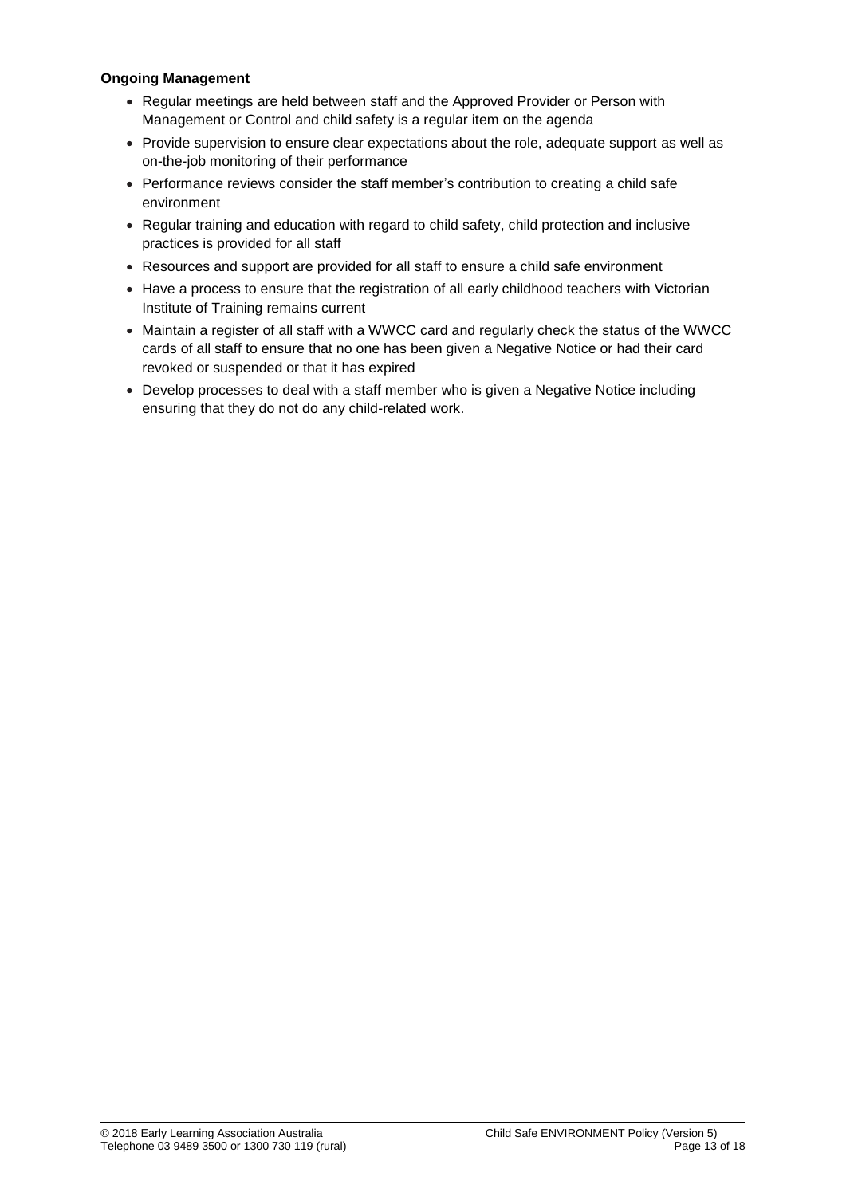**Ongoing Management**

- Regular meetings are held between staff and the Approved Provider or Person with Management or Control and child safety is a regular item on the agenda
- Provide supervision to ensure clear expectations about the role, adequate support as well as on-the-job monitoring of their performance
- Performance reviews consider the staff member's contribution to creating a child safe environment
- Regular training and education with regard to child safety, child protection and inclusive practices is provided for all staff
- Resources and support are provided for all staff to ensure a child safe environment
- Have a process to ensure that the registration of all early childhood teachers with Victorian Institute of Training remains current
- Maintain a register of all staff with a WWCC card and regularly check the status of the WWCC cards of all staff to ensure that no one has been given a Negative Notice or had their card revoked or suspended or that it has expired
- Develop processes to deal with a staff member who is given a Negative Notice including ensuring that they do not do any child-related work.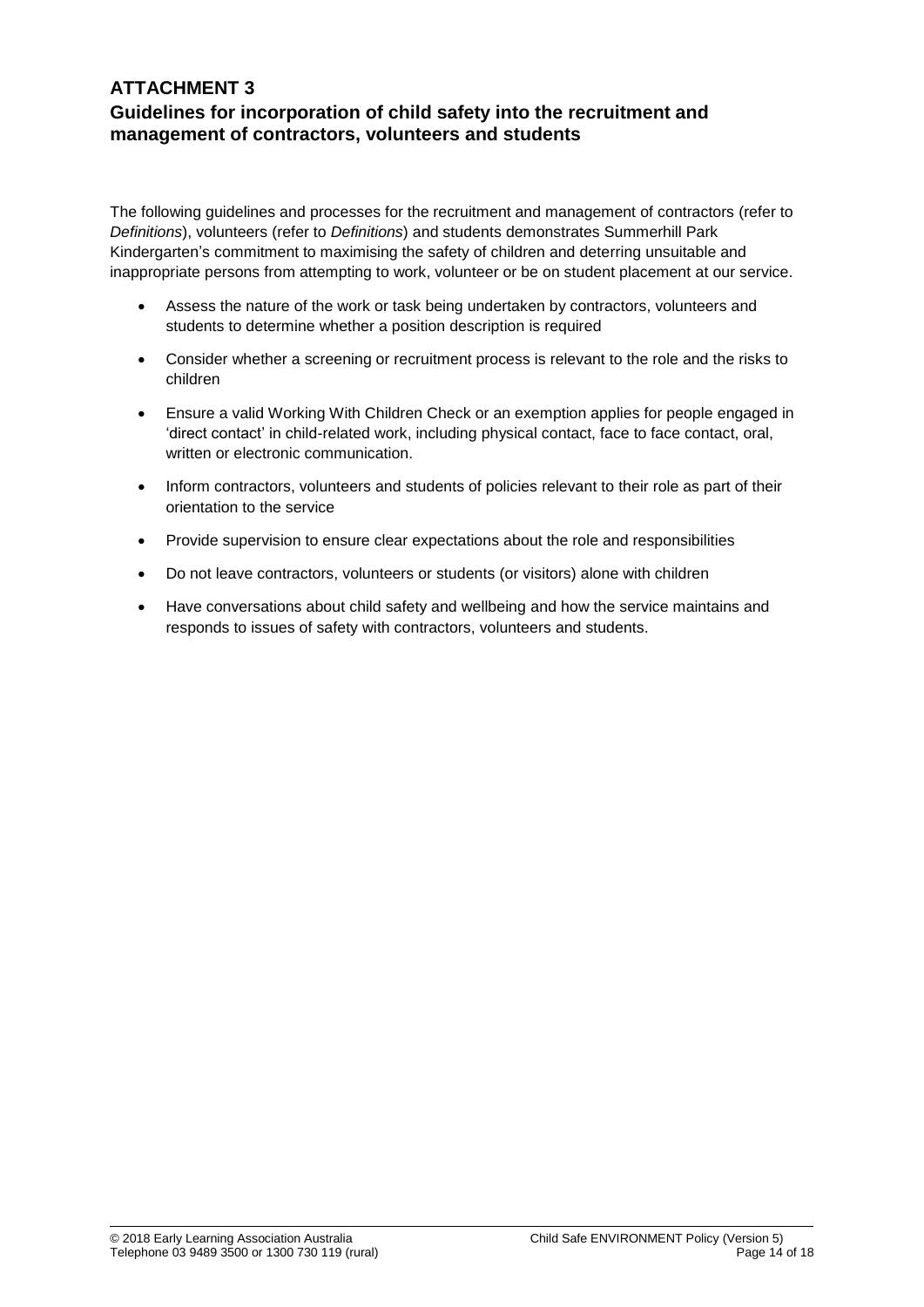## ATTACHMENT 3

## Guidelines for incorporation of child safety into the recruitment and management of contractors, volunteers and students

The following guidelines and processes for the recruitment and management of contractors (refer to *Definitions*), volunteers (refer to *Definitions*) and students demonstrates Summerhill Park Kindergarten's commitment to maximising the safety of children and deterring unsuitable and inappropriate persons from attempting to work, volunteer or be on student placement at our service.

- Assess the nature of the work or task being undertaken by contractors, volunteers and students to determine whether a position description is required
- Consider whether a screening or recruitment process is relevant to the role and the risks to children
- Ensure a valid Working With Children Check or an exemption applies for people engaged in 'direct contact' in child-related work, including physical contact, face to face contact, oral, written or electronic communication.
- Inform contractors, volunteers and students of policies relevant to their role as part of their orientation to the service
- Provide supervision to ensure clear expectations about the role and responsibilities
- Do not leave contractors, volunteers or students (or visitors) alone with children
- Have conversations about child safety and wellbeing and how the service maintains and responds to issues of safety with contractors, volunteers and students.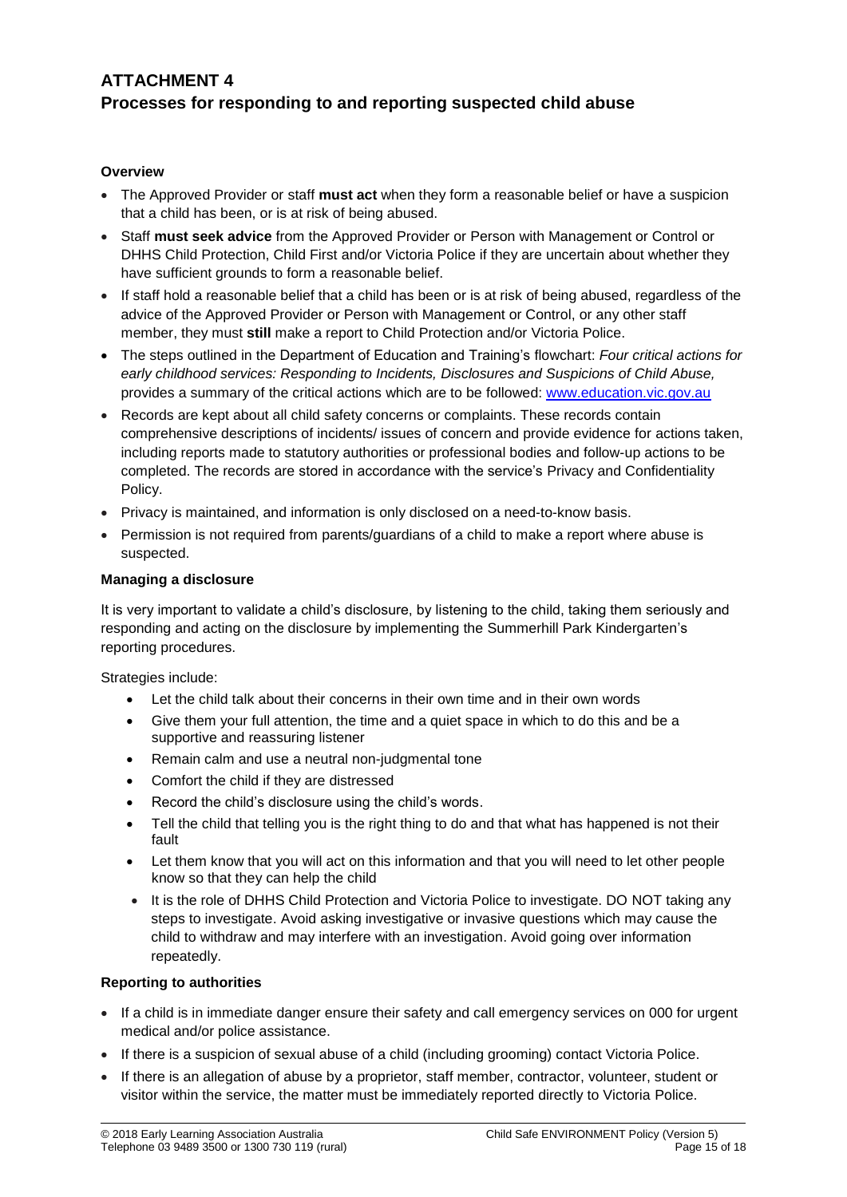# ATTACHMENT 4
# Processes for responding to and reporting suspected child abuse

**Overview**

- The Approved Provider or staff **must act** when they form a reasonable belief or have a suspicion that a child has been, or is at risk of being abused.
- Staff **must seek advice** from the Approved Provider or Person with Management or Control or DHHS Child Protection, Child First and/or Victoria Police if they are uncertain about whether they have sufficient grounds to form a reasonable belief.
- If staff hold a reasonable belief that a child has been or is at risk of being abused, regardless of the advice of the Approved Provider or Person with Management or Control, or any other staff member, they must **still** make a report to Child Protection and/or Victoria Police.
- The steps outlined in the Department of Education and Training's flowchart: *Four critical actions for early childhood services: Responding to Incidents, Disclosures and Suspicions of Child Abuse,* provides a summary of the critical actions which are to be followed: [www.education.vic.gov.au](www.education.vic.gov.au)
- Records are kept about all child safety concerns or complaints. These records contain comprehensive descriptions of incidents/ issues of concern and provide evidence for actions taken, including reports made to statutory authorities or professional bodies and follow-up actions to be completed. The records are stored in accordance with the service's Privacy and Confidentiality Policy.
- Privacy is maintained, and information is only disclosed on a need-to-know basis.
- Permission is not required from parents/guardians of a child to make a report where abuse is suspected.

**Managing a disclosure**

It is very important to validate a child's disclosure, by listening to the child, taking them seriously and responding and acting on the disclosure by implementing the Summerhill Park Kindergarten's reporting procedures.

Strategies include:

- Let the child talk about their concerns in their own time and in their own words
- Give them your full attention, the time and a quiet space in which to do this and be a supportive and reassuring listener
- Remain calm and use a neutral non-judgmental tone
- Comfort the child if they are distressed
- Record the child's disclosure using the child's words.
- Tell the child that telling you is the right thing to do and that what has happened is not their fault
- Let them know that you will act on this information and that you will need to let other people know so that they can help the child
- It is the role of DHHS Child Protection and Victoria Police to investigate. DO NOT taking any steps to investigate. Avoid asking investigative or invasive questions which may cause the child to withdraw and may interfere with an investigation. Avoid going over information repeatedly.

**Reporting to authorities**

- If a child is in immediate danger ensure their safety and call emergency services on 000 for urgent medical and/or police assistance.
- If there is a suspicion of sexual abuse of a child (including grooming) contact Victoria Police.
- If there is an allegation of abuse by a proprietor, staff member, contractor, volunteer, student or visitor within the service, the matter must be immediately reported directly to Victoria Police.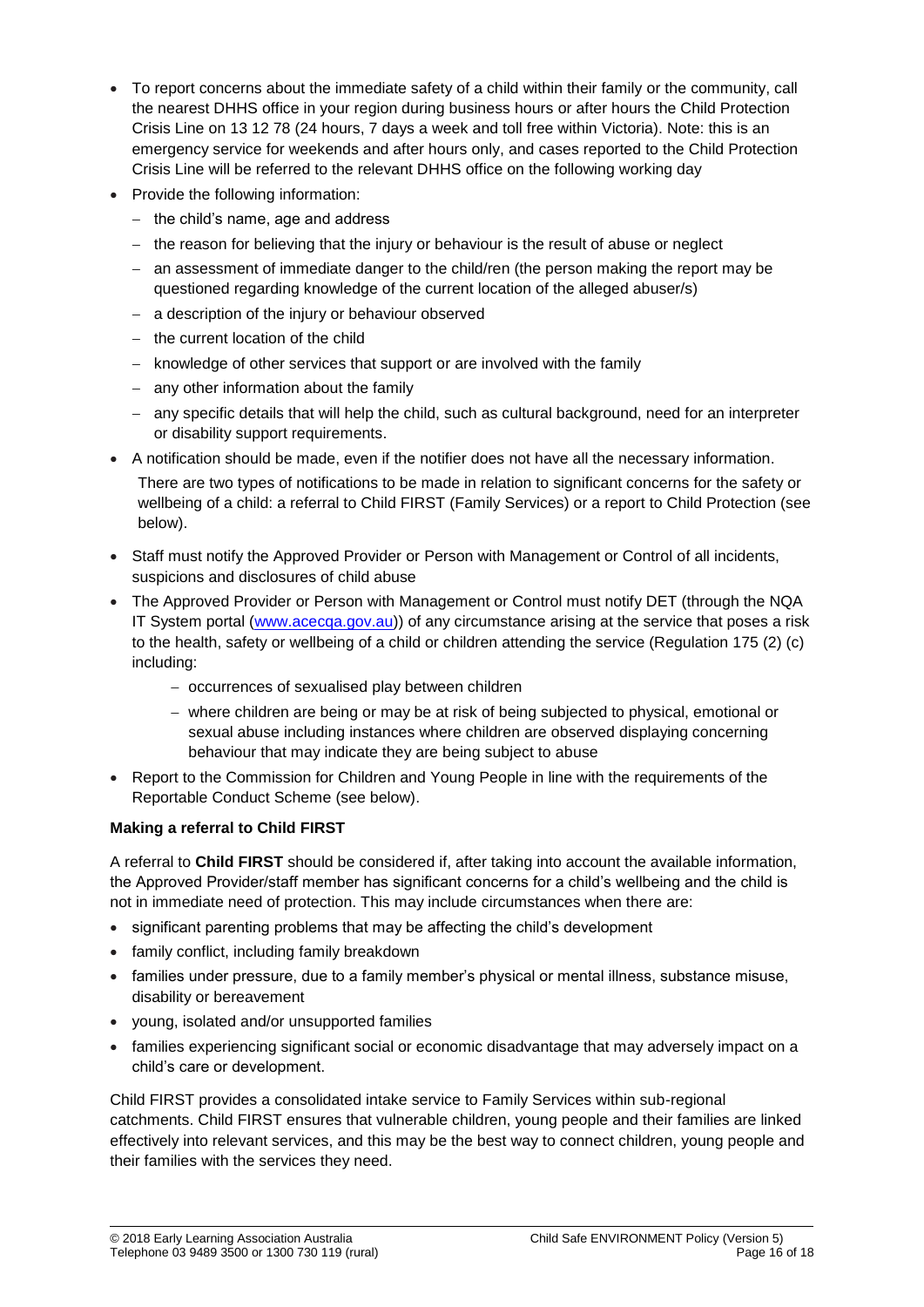- To report concerns about the immediate safety of a child within their family or the community, call the nearest DHHS office in your region during business hours or after hours the Child Protection Crisis Line on 13 12 78 (24 hours, 7 days a week and toll free within Victoria). Note: this is an emergency service for weekends and after hours only, and cases reported to the Child Protection Crisis Line will be referred to the relevant DHHS office on the following working day
- Provide the following information:
  - the child's name, age and address
  - the reason for believing that the injury or behaviour is the result of abuse or neglect
  - an assessment of immediate danger to the child/ren (the person making the report may be questioned regarding knowledge of the current location of the alleged abuser/s)
  - a description of the injury or behaviour observed
  - the current location of the child
  - knowledge of other services that support or are involved with the family
  - any other information about the family
  - any specific details that will help the child, such as cultural background, need for an interpreter or disability support requirements.
- A notification should be made, even if the notifier does not have all the necessary information.

  There are two types of notifications to be made in relation to significant concerns for the safety or wellbeing of a child: a referral to Child FIRST (Family Services) or a report to Child Protection (see below).
- Staff must notify the Approved Provider or Person with Management or Control of all incidents, suspicions and disclosures of child abuse
- The Approved Provider or Person with Management or Control must notify DET (through the NQA IT System portal (www.acecqa.gov.au)) of any circumstance arising at the service that poses a risk to the health, safety or wellbeing of a child or children attending the service (Regulation 175 (2) (c) including:
  - occurrences of sexualised play between children
  - where children are being or may be at risk of being subjected to physical, emotional or sexual abuse including instances where children are observed displaying concerning behaviour that may indicate they are being subject to abuse
- Report to the Commission for Children and Young People in line with the requirements of the Reportable Conduct Scheme (see below).

**Making a referral to Child FIRST**

A referral to **Child FIRST** should be considered if, after taking into account the available information, the Approved Provider/staff member has significant concerns for a child's wellbeing and the child is not in immediate need of protection. This may include circumstances when there are:

- significant parenting problems that may be affecting the child's development
- family conflict, including family breakdown
- families under pressure, due to a family member's physical or mental illness, substance misuse, disability or bereavement
- young, isolated and/or unsupported families
- families experiencing significant social or economic disadvantage that may adversely impact on a child's care or development.

Child FIRST provides a consolidated intake service to Family Services within sub-regional catchments. Child FIRST ensures that vulnerable children, young people and their families are linked effectively into relevant services, and this may be the best way to connect children, young people and their families with the services they need.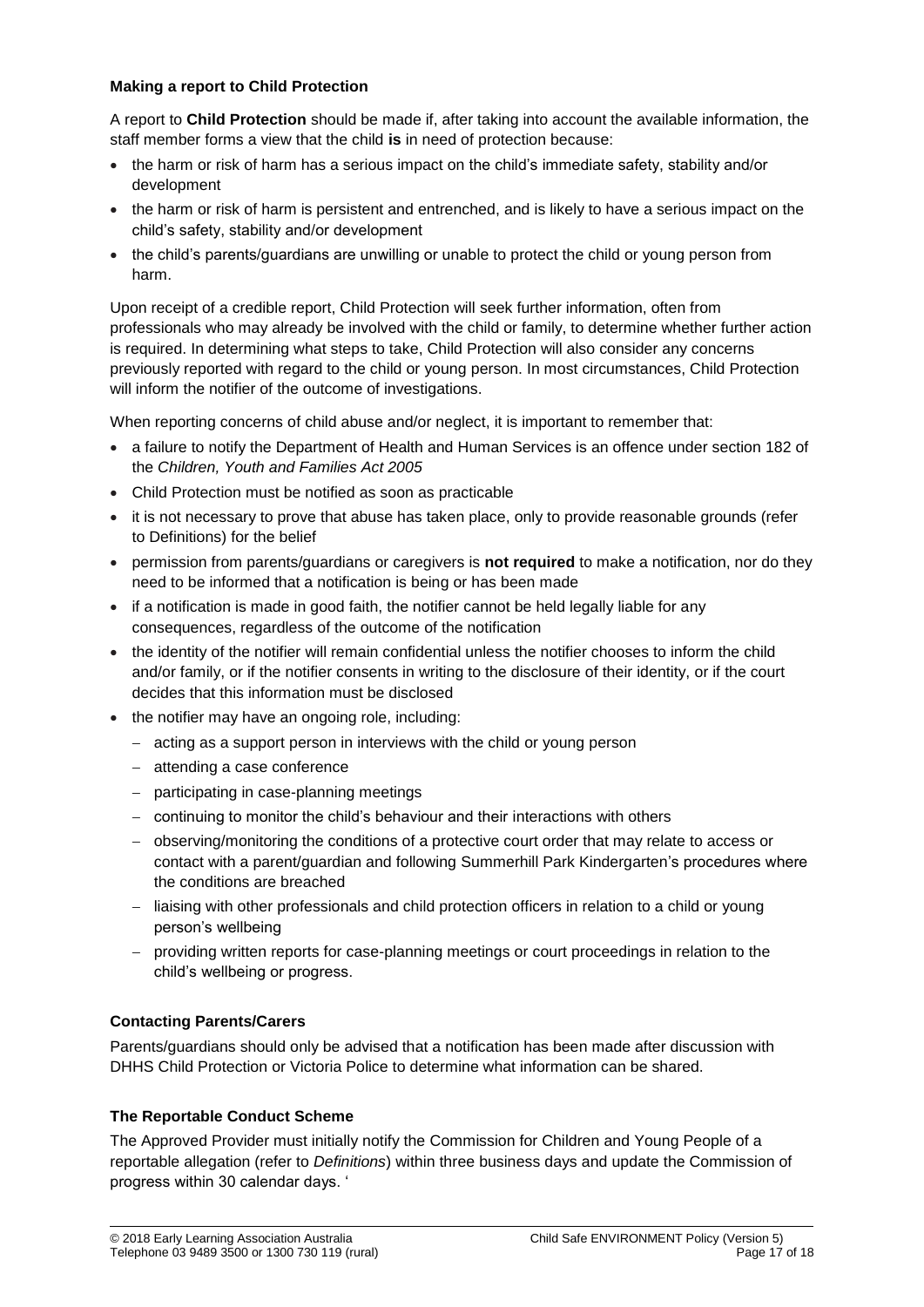**Making a report to Child Protection**

A report to **Child Protection** should be made if, after taking into account the available information, the staff member forms a view that the child **is** in need of protection because:

- the harm or risk of harm has a serious impact on the child's immediate safety, stability and/or development
- the harm or risk of harm is persistent and entrenched, and is likely to have a serious impact on the child's safety, stability and/or development
- the child's parents/guardians are unwilling or unable to protect the child or young person from harm.

Upon receipt of a credible report, Child Protection will seek further information, often from professionals who may already be involved with the child or family, to determine whether further action is required. In determining what steps to take, Child Protection will also consider any concerns previously reported with regard to the child or young person. In most circumstances, Child Protection will inform the notifier of the outcome of investigations.

When reporting concerns of child abuse and/or neglect, it is important to remember that:

- a failure to notify the Department of Health and Human Services is an offence under section 182 of the *Children, Youth and Families Act 2005*
- Child Protection must be notified as soon as practicable
- it is not necessary to prove that abuse has taken place, only to provide reasonable grounds (refer to Definitions) for the belief
- permission from parents/guardians or caregivers is **not required** to make a notification, nor do they need to be informed that a notification is being or has been made
- if a notification is made in good faith, the notifier cannot be held legally liable for any consequences, regardless of the outcome of the notification
- the identity of the notifier will remain confidential unless the notifier chooses to inform the child and/or family, or if the notifier consents in writing to the disclosure of their identity, or if the court decides that this information must be disclosed
- the notifier may have an ongoing role, including:
  - acting as a support person in interviews with the child or young person
  - attending a case conference
  - participating in case-planning meetings
  - continuing to monitor the child's behaviour and their interactions with others
  - observing/monitoring the conditions of a protective court order that may relate to access or contact with a parent/guardian and following Summerhill Park Kindergarten's procedures where the conditions are breached
  - liaising with other professionals and child protection officers in relation to a child or young person's wellbeing
  - providing written reports for case-planning meetings or court proceedings in relation to the child's wellbeing or progress.

**Contacting Parents/Carers**

Parents/guardians should only be advised that a notification has been made after discussion with DHHS Child Protection or Victoria Police to determine what information can be shared.

**The Reportable Conduct Scheme**

The Approved Provider must initially notify the Commission for Children and Young People of a reportable allegation (refer to *Definitions*) within three business days and update the Commission of progress within 30 calendar days. '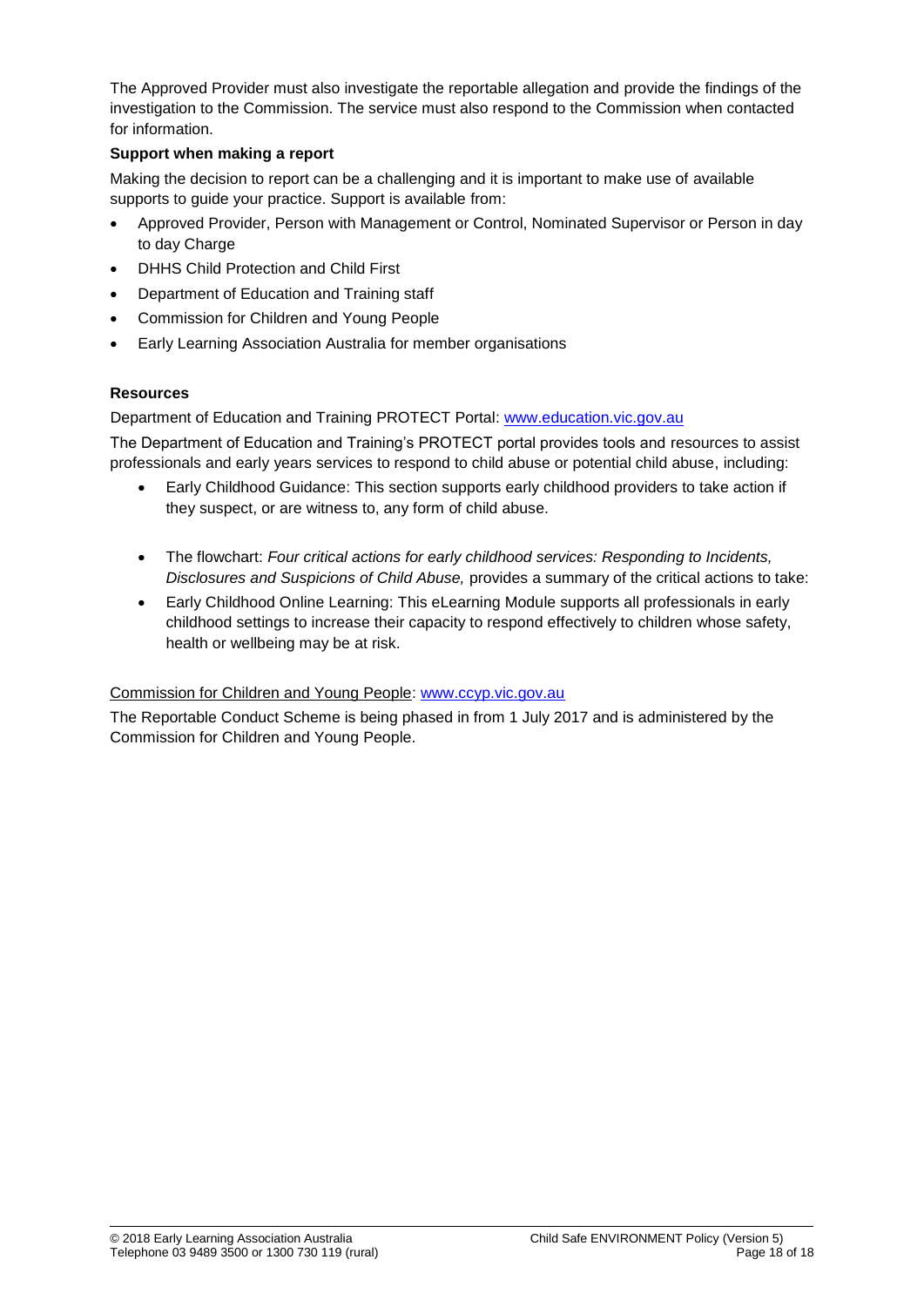The Approved Provider must also investigate the reportable allegation and provide the findings of the investigation to the Commission. The service must also respond to the Commission when contacted for information.

**Support when making a report**

Making the decision to report can be a challenging and it is important to make use of available supports to guide your practice. Support is available from:

- Approved Provider, Person with Management or Control, Nominated Supervisor or Person in day to day Charge
- DHHS Child Protection and Child First
- Department of Education and Training staff
- Commission for Children and Young People
- Early Learning Association Australia for member organisations

**Resources**

Department of Education and Training PROTECT Portal: www.education.vic.gov.au

The Department of Education and Training's PROTECT portal provides tools and resources to assist professionals and early years services to respond to child abuse or potential child abuse, including:

- Early Childhood Guidance: This section supports early childhood providers to take action if they suspect, or are witness to, any form of child abuse.
- The flowchart: *Four critical actions for early childhood services: Responding to Incidents, Disclosures and Suspicions of Child Abuse,* provides a summary of the critical actions to take:
- Early Childhood Online Learning: This eLearning Module supports all professionals in early childhood settings to increase their capacity to respond effectively to children whose safety, health or wellbeing may be at risk.

Commission for Children and Young People: www.ccyp.vic.gov.au

The Reportable Conduct Scheme is being phased in from 1 July 2017 and is administered by the Commission for Children and Young People.